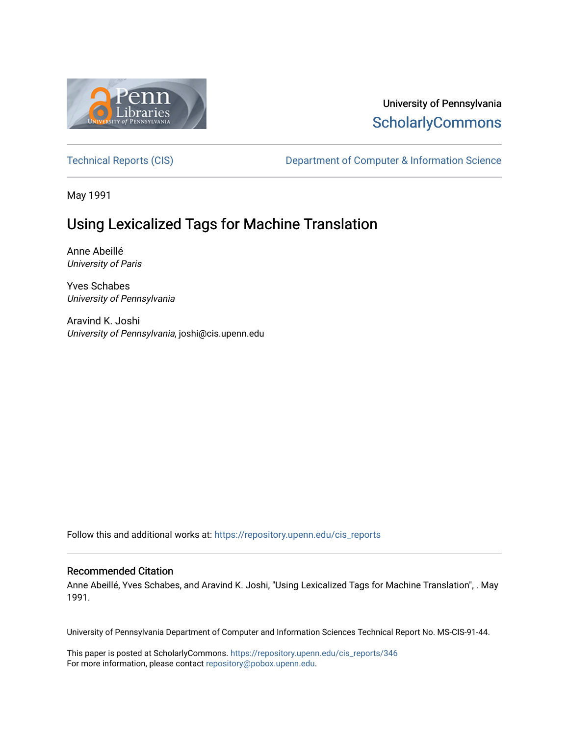University of Pennsylvania
ScholarlyCommons

Technical Reports (CIS) Department of Computer & Information Science

May 1991

# Using Lexicalized Tags for Machine Translation

Anne Abeillé
*University of Paris*

Yves Schabes
*University of Pennsylvania*

Aravind K. Joshi
*University of Pennsylvania*, joshi@cis.upenn.edu

Follow this and additional works at: https://repository.upenn.edu/cis_reports

## Recommended Citation

Anne Abeillé, Yves Schabes, and Aravind K. Joshi, "Using Lexicalized Tags for Machine Translation", . May 1991.

University of Pennsylvania Department of Computer and Information Sciences Technical Report No. MS-CIS-91-44.

This paper is posted at ScholarlyCommons. https://repository.upenn.edu/cis_reports/346
For more information, please contact repository@pobox.upenn.edu.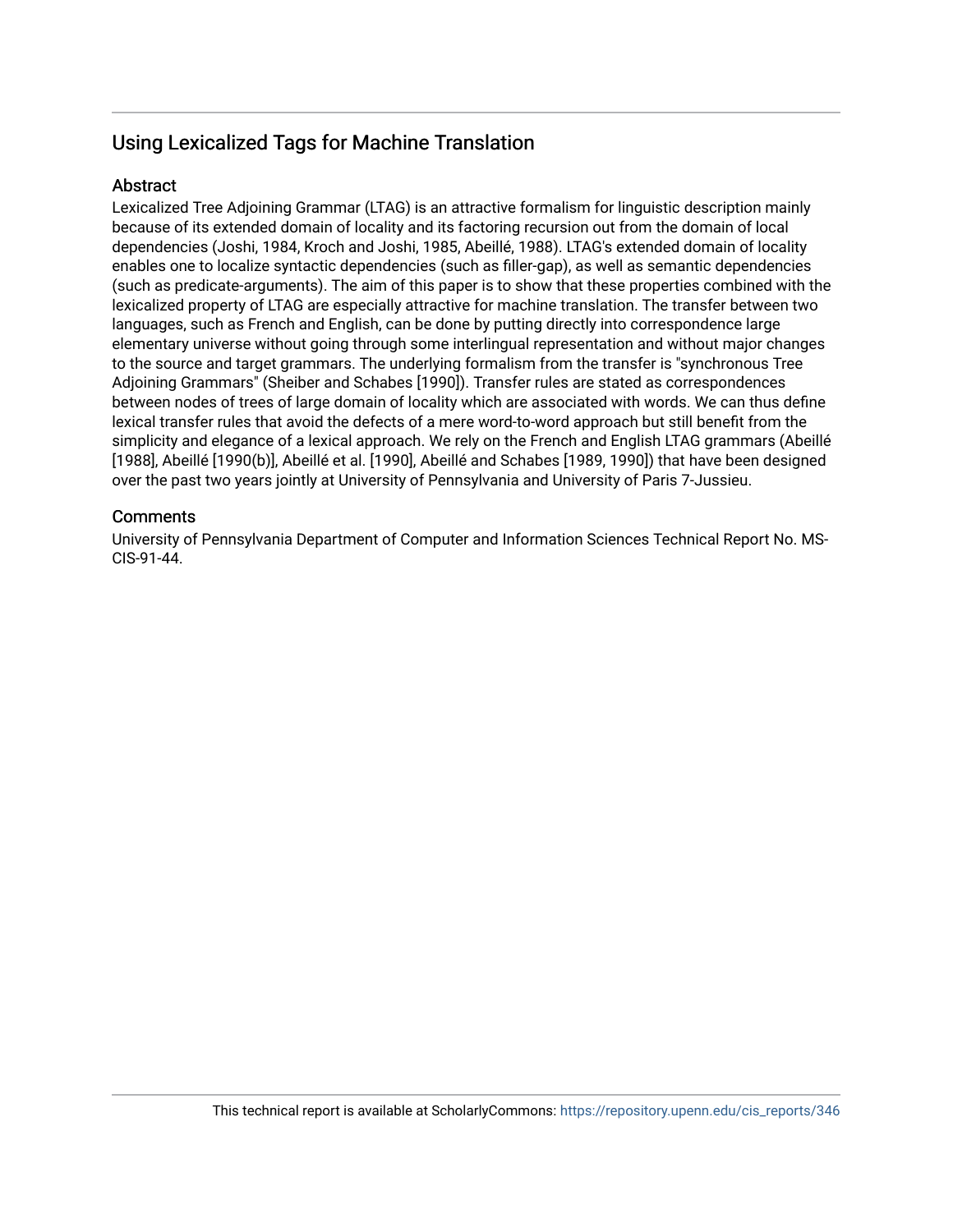# Using Lexicalized Tags for Machine Translation

## Abstract

Lexicalized Tree Adjoining Grammar (LTAG) is an attractive formalism for linguistic description mainly because of its extended domain of locality and its factoring recursion out from the domain of local dependencies (Joshi, 1984, Kroch and Joshi, 1985, Abeillé, 1988). LTAG's extended domain of locality enables one to localize syntactic dependencies (such as filler-gap), as well as semantic dependencies (such as predicate-arguments). The aim of this paper is to show that these properties combined with the lexicalized property of LTAG are especially attractive for machine translation. The transfer between two languages, such as French and English, can be done by putting directly into correspondence large elementary universe without going through some interlingual representation and without major changes to the source and target grammars. The underlying formalism from the transfer is "synchronous Tree Adjoining Grammars" (Sheiber and Schabes [1990]). Transfer rules are stated as correspondences between nodes of trees of large domain of locality which are associated with words. We can thus define lexical transfer rules that avoid the defects of a mere word-to-word approach but still benefit from the simplicity and elegance of a lexical approach. We rely on the French and English LTAG grammars (Abeillé [1988], Abeillé [1990(b)], Abeillé et al. [1990], Abeillé and Schabes [1989, 1990]) that have been designed over the past two years jointly at University of Pennsylvania and University of Paris 7-Jussieu.

## Comments

University of Pennsylvania Department of Computer and Information Sciences Technical Report No. MS-CIS-91-44.

This technical report is available at ScholarlyCommons: https://repository.upenn.edu/cis_reports/346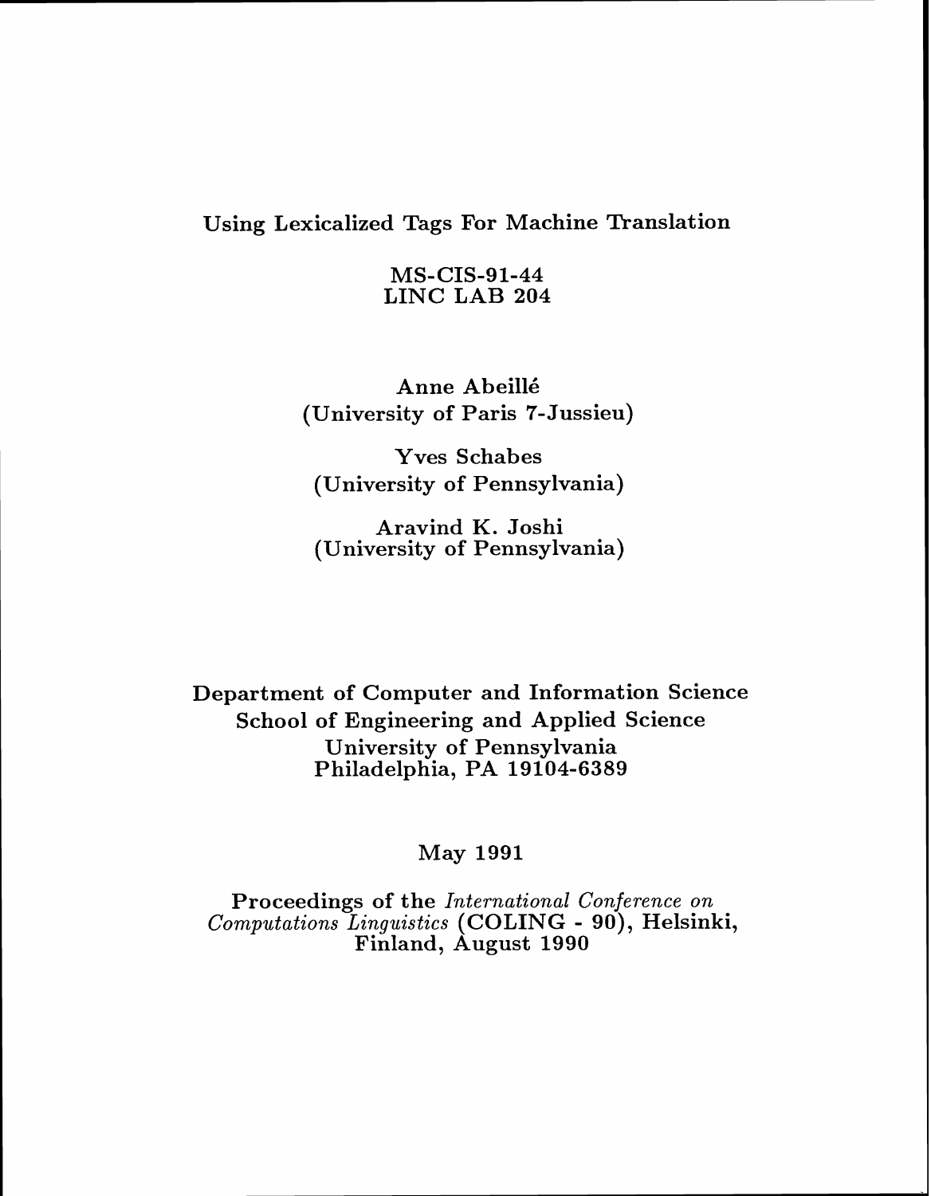# Using Lexicalized Tags For Machine Translation

MS-CIS-91-44
LINC LAB 204

Anne Abeillé
(University of Paris 7-Jussieu)

Yves Schabes
(University of Pennsylvania)

Aravind K. Joshi
(University of Pennsylvania)

Department of Computer and Information Science
School of Engineering and Applied Science
University of Pennsylvania
Philadelphia, PA 19104-6389

May 1991

Proceedings of the *International Conference on Computations Linguistics* (COLING - 90), Helsinki, Finland, August 1990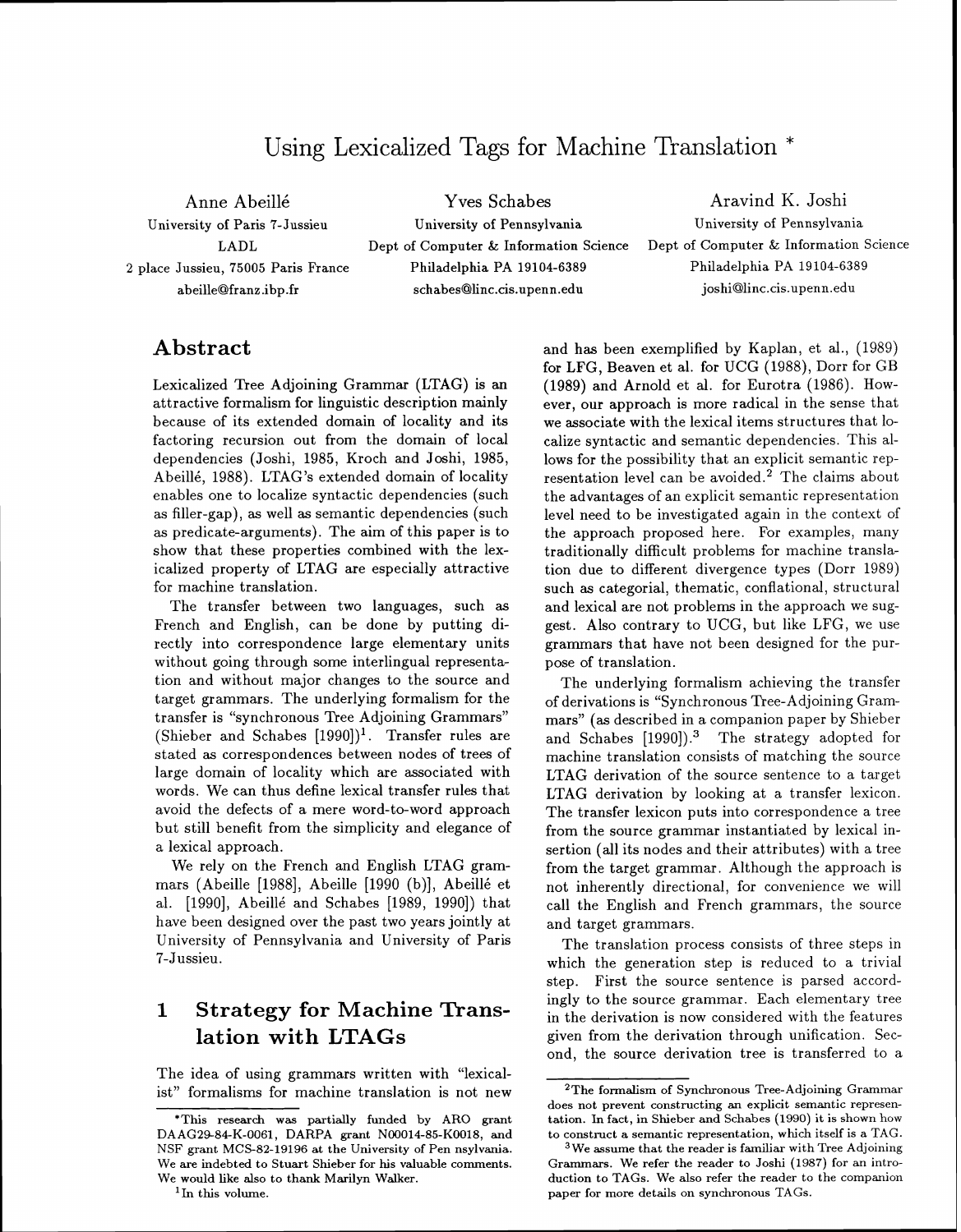# Using Lexicalized Tags for Machine Translation *

Anne Abeillé
University of Paris 7-Jussieu
LADL
2 place Jussieu, 75005 Paris France
abeille@franz.ibp.fr

Yves Schabes
University of Pennsylvania
Dept of Computer & Information Science
Philadelphia PA 19104-6389
schabes@linc.cis.upenn.edu

Aravind K. Joshi
University of Pennsylvania
Dept of Computer & Information Science
Philadelphia PA 19104-6389
joshi@linc.cis.upenn.edu

## Abstract

Lexicalized Tree Adjoining Grammar (LTAG) is an attractive formalism for linguistic description mainly because of its extended domain of locality and its factoring recursion out from the domain of local dependencies (Joshi, 1985, Kroch and Joshi, 1985, Abeillé, 1988). LTAG's extended domain of locality enables one to localize syntactic dependencies (such as filler-gap), as well as semantic dependencies (such as predicate-arguments). The aim of this paper is to show that these properties combined with the lexicalized property of LTAG are especially attractive for machine translation.

The transfer between two languages, such as French and English, can be done by putting directly into correspondence large elementary units without going through some interlingual representation and without major changes to the source and target grammars. The underlying formalism for the transfer is "synchronous Tree Adjoining Grammars" (Shieber and Schabes [1990])[1]. Transfer rules are stated as correspondences between nodes of trees of large domain of locality which are associated with words. We can thus define lexical transfer rules that avoid the defects of a mere word-to-word approach but still benefit from the simplicity and elegance of a lexical approach.

We rely on the French and English LTAG grammars (Abeille [1988], Abeille [1990 (b)], Abeillé et al. [1990], Abeillé and Schabes [1989, 1990]) that have been designed over the past two years jointly at University of Pennsylvania and University of Paris 7-Jussieu.

## 1 Strategy for Machine Translation with LTAGs

The idea of using grammars written with "lexicalist" formalisms for machine translation is not new and has been exemplified by Kaplan, et al., (1989) for LFG, Beaven et al. for UCG (1988), Dorr for GB (1989) and Arnold et al. for Eurotra (1986). However, our approach is more radical in the sense that we associate with the lexical items structures that localize syntactic and semantic dependencies. This allows for the possibility that an explicit semantic representation level can be avoided.[2] The claims about the advantages of an explicit semantic representation level need to be investigated again in the context of the approach proposed here. For examples, many traditionally difficult problems for machine translation due to different divergence types (Dorr 1989) such as categorial, thematic, conflational, structural and lexical are not problems in the approach we suggest. Also contrary to UCG, but like LFG, we use grammars that have not been designed for the purpose of translation.

The underlying formalism achieving the transfer of derivations is "Synchronous Tree-Adjoining Grammars" (as described in a companion paper by Shieber and Schabes [1990]).[3] The strategy adopted for machine translation consists of matching the source LTAG derivation of the source sentence to a target LTAG derivation by looking at a transfer lexicon. The transfer lexicon puts into correspondence a tree from the source grammar instantiated by lexical insertion (all its nodes and their attributes) with a tree from the target grammar. Although the approach is not inherently directional, for convenience we will call the English and French grammars, the source and target grammars.

The translation process consists of three steps in which the generation step is reduced to a trivial step. First the source sentence is parsed accordingly to the source grammar. Each elementary tree in the derivation is now considered with the features given from the derivation through unification. Second, the source derivation tree is transferred to a

---

*This research was partially funded by ARO grant DAAG29-84-K-0061, DARPA grant N00014-85-K0018, and NSF grant MCS-82-19196 at the University of Pen nsylvania. We are indebted to Stuart Shieber for his valuable comments. We would like also to thank Marilyn Walker.

[1] In this volume.

[2] The formalism of Synchronous Tree-Adjoining Grammar does not prevent constructing an explicit semantic representation. In fact, in Shieber and Schabes (1990) it is shown how to construct a semantic representation, which itself is a TAG.

[3] We assume that the reader is familiar with Tree Adjoining Grammars. We refer the reader to Joshi (1987) for an introduction to TAGs. We also refer the reader to the companion paper for more details on synchronous TAGs.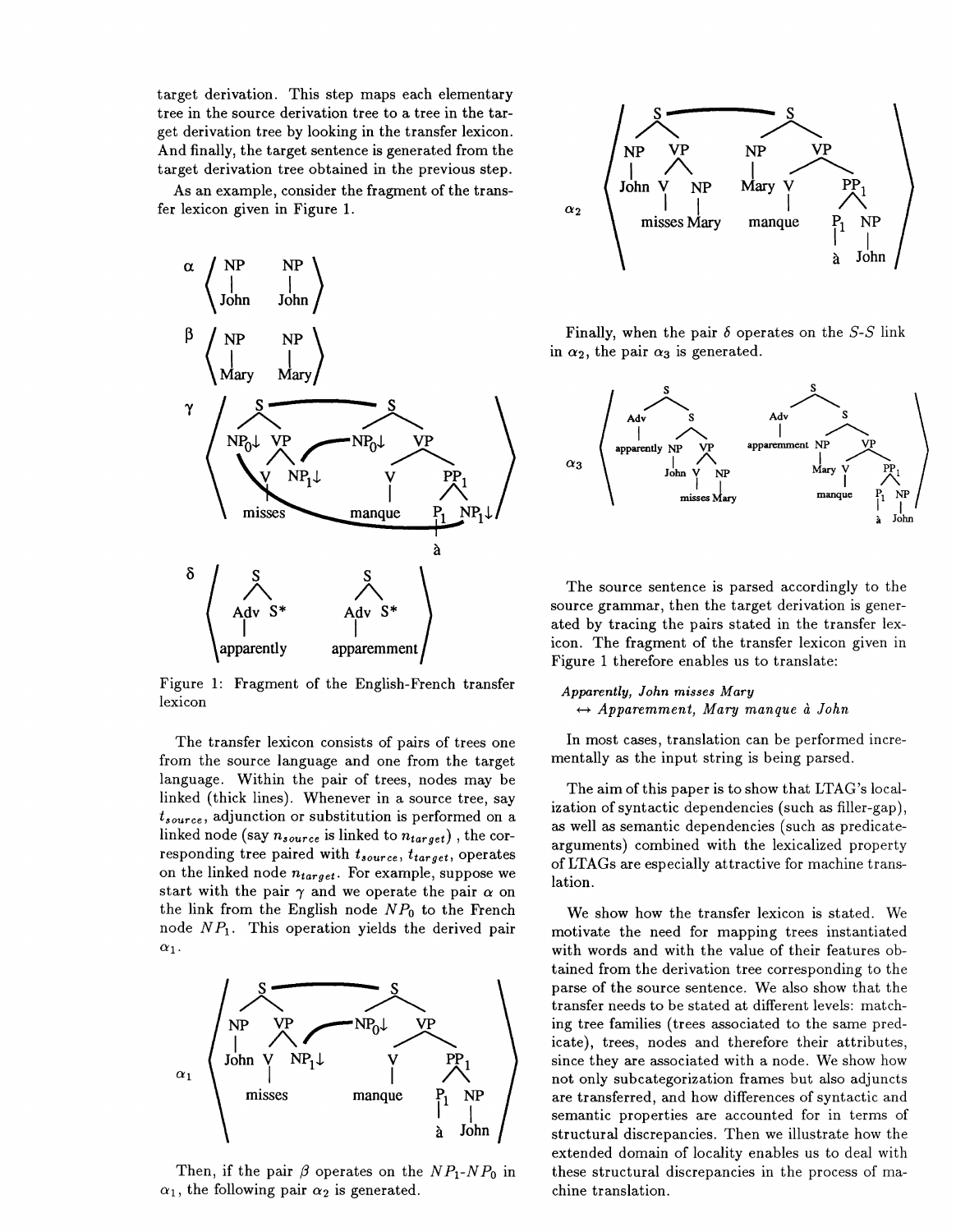target derivation. This step maps each elementary tree in the source derivation tree to a tree in the target derivation tree by looking in the transfer lexicon. And finally, the target sentence is generated from the target derivation tree obtained in the previous step.

As an example, consider the fragment of the transfer lexicon given in Figure 1.

Figure 1: Fragment of the English-French transfer lexicon

The transfer lexicon consists of pairs of trees one from the source language and one from the target language. Within the pair of trees, nodes may be linked (thick lines). Whenever in a source tree, say $t_{source}$, adjunction or substitution is performed on a linked node (say $n_{source}$ is linked to $n_{target}$), the corresponding tree paired with $t_{source}$, $t_{target}$, operates on the linked node $n_{target}$. For example, suppose we start with the pair $\gamma$ and we operate the pair $\alpha$ on the link from the English node $NP_0$ to the French node $NP_1$. This operation yields the derived pair $\alpha_1$.

Then, if the pair $\beta$ operates on the $NP_1$-$NP_0$ in $\alpha_1$, the following pair $\alpha_2$ is generated.

Finally, when the pair $\delta$ operates on the $S$-$S$ link in $\alpha_2$, the pair $\alpha_3$ is generated.

The source sentence is parsed accordingly to the source grammar, then the target derivation is generated by tracing the pairs stated in the transfer lexicon. The fragment of the transfer lexicon given in Figure 1 therefore enables us to translate:

*Apparently, John misses Mary*
$\leftrightarrow$ *Apparemment, Mary manque à John*

In most cases, translation can be performed incrementally as the input string is being parsed.

The aim of this paper is to show that LTAG's localization of syntactic dependencies (such as filler-gap), as well as semantic dependencies (such as predicate-arguments) combined with the lexicalized property of LTAGs are especially attractive for machine translation.

We show how the transfer lexicon is stated. We motivate the need for mapping trees instantiated with words and with the value of their features obtained from the derivation tree corresponding to the parse of the source sentence. We also show that the transfer needs to be stated at different levels: matching tree families (trees associated to the same predicate), trees, nodes and therefore their attributes, since they are associated with a node. We show how not only subcategorization frames but also adjuncts are transferred, and how differences of syntactic and semantic properties are accounted for in terms of structural discrepancies. Then we illustrate how the extended domain of locality enables us to deal with these structural discrepancies in the process of machine translation.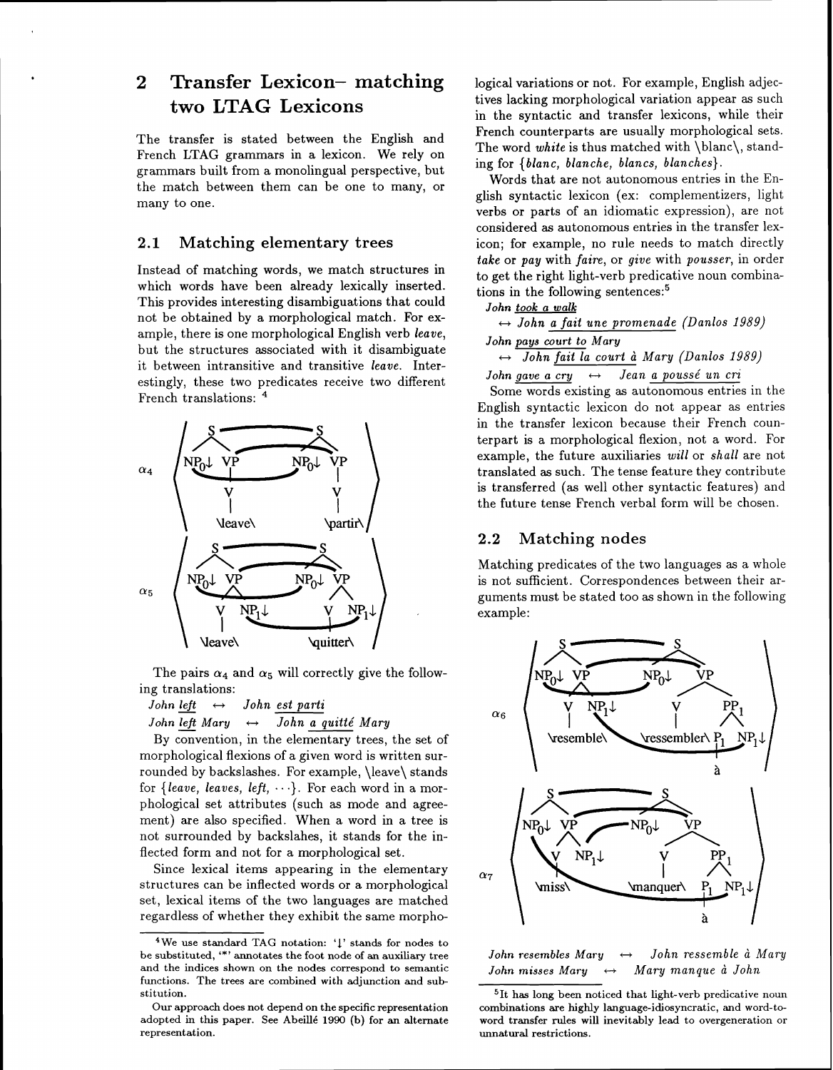## 2 Transfer Lexicon– matching two LTAG Lexicons

The transfer is stated between the English and French LTAG grammars in a lexicon. We rely on grammars built from a monolingual perspective, but the match between them can be one to many, or many to one.

### 2.1 Matching elementary trees

Instead of matching words, we match structures in which words have been already lexically inserted. This provides interesting disambiguations that could not be obtained by a morphological match. For example, there is one morphological English verb *leave*, but the structures associated with it disambiguate it between intransitive and transitive *leave*. Interestingly, these two predicates receive two different French translations: [4]

The pairs $\alpha_4$ and $\alpha_5$ will correctly give the following translations:

*John left* ↔ *John est parti*

*John left Mary* ↔ *John a quitté Mary*

By convention, in the elementary trees, the set of morphological flexions of a given word is written surrounded by backslashes. For example, \leave\ stands for {*leave, leaves, left,* ···}. For each word in a morphological set attributes (such as mode and agreement) are also specified. When a word in a tree is not surrounded by backslahes, it stands for the inflected form and not for a morphological set.

Since lexical items appearing in the elementary structures can be inflected words or a morphological set, lexical items of the two languages are matched regardless of whether they exhibit the same morphological variations or not. For example, English adjectives lacking morphological variation appear as such in the syntactic and transfer lexicons, while their French counterparts are usually morphological sets. The word *white* is thus matched with \blanc\, standing for {*blanc, blanche, blancs, blanches*}.

Words that are not autonomous entries in the English syntactic lexicon (ex: complementizers, light verbs or parts of an idiomatic expression), are not considered as autonomous entries in the transfer lexicon; for example, no rule needs to match directly *take* or *pay* with *faire*, or *give* with *pousser*, in order to get the right light-verb predicative noun combinations in the following sentences:[5]

*John took a walk*
↔ *John a fait une promenade (Danlos 1989)*

*John pays court to Mary*
↔ *John fait la court à Mary (Danlos 1989)*

*John gave a cry* ↔ *Jean a poussé un cri*

Some words existing as autonomous entries in the English syntactic lexicon do not appear as entries in the transfer lexicon because their French counterpart is a morphological flexion, not a word. For example, the future auxiliaries *will* or *shall* are not translated as such. The tense feature they contribute is transferred (as well other syntactic features) and the future tense French verbal form will be chosen.

### 2.2 Matching nodes

Matching predicates of the two languages as a whole is not sufficient. Correspondences between their arguments must be stated too as shown in the following example:

*John resembles Mary* ↔ *John ressemble à Mary*

*John misses Mary* ↔ *Mary manque à John*

---

[4] We use standard TAG notation: '↓' stands for nodes to be substituted, '*' annotates the foot node of an auxiliary tree and the indices shown on the nodes correspond to semantic functions. The trees are combined with adjunction and substitution.

Our approach does not depend on the specific representation adopted in this paper. See Abeillé 1990 (b) for an alternate representation.

[5] It has long been noticed that light-verb predicative noun combinations are highly language-idiosyncratic, and word-to-word transfer rules will inevitably lead to overgeneration or unnatural restrictions.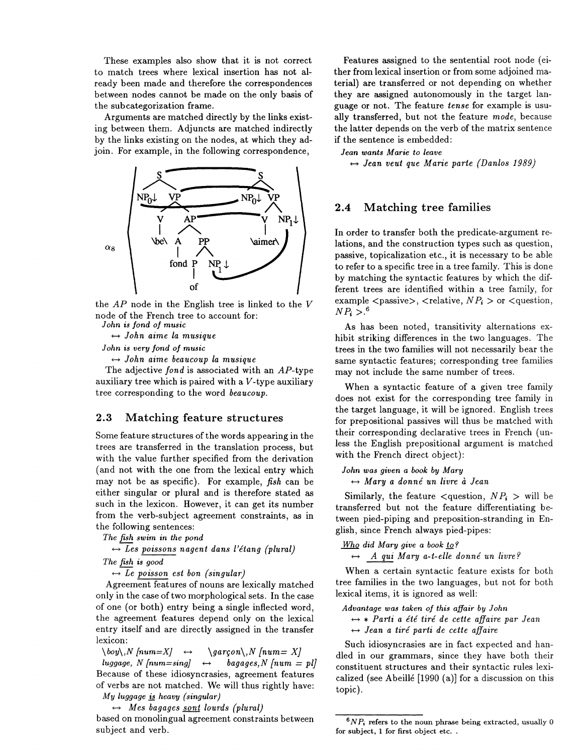These examples also show that it is not correct to match trees where lexical insertion has not already been made and therefore the correspondences between nodes cannot be made on the only basis of the subcategorization frame.

Arguments are matched directly by the links existing between them. Adjuncts are matched indirectly by the links existing on the nodes, at which they adjoin. For example, in the following correspondence,

$\alpha_8$

the *AP* node in the English tree is linked to the *V* node of the French tree to account for:

*John is fond of music*

↔ *John aime la musique*

*John is very fond of music*

↔ *John aime beaucoup la musique*

The adjective *fond* is associated with an *AP*-type auxiliary tree which is paired with a *V*-type auxiliary tree corresponding to the word *beaucoup*.

## 2.3 Matching feature structures

Some feature structures of the words appearing in the trees are transferred in the translation process, but with the value further specified from the derivation (and not with the one from the lexical entry which may not be as specific). For example, *fish* can be either singular or plural and is therefore stated as such in the lexicon. However, it can get its number from the verb-subject agreement constraints, as in the following sentences:

*The fish swim in the pond*

↔ *Les poissons nagent dans l'étang (plural)*

*The fish is good*

↔ *Le poisson est bon (singular)*

Agreement features of nouns are lexically matched only in the case of two morphological sets. In the case of one (or both) entry being a single inflected word, the agreement features depend only on the lexical entry itself and are directly assigned in the transfer lexicon:

*\boy\,N [num=X]* ↔ *\garçon\,N [num= X]*

*luggage, N [num=sing]* ↔ *bagages,N [num = pl]*

Because of these idiosyncrasies, agreement features of verbs are not matched. We will thus rightly have:

*My luggage is heavy (singular)*

↔ *Mes bagages sont lourds (plural)*

based on monolingual agreement constraints between subject and verb.

Features assigned to the sentential root node (either from lexical insertion or from some adjoined material) are transferred or not depending on whether they are assigned autonomously in the target language or not. The feature *tense* for example is usually transferred, but not the feature *mode*, because the latter depends on the verb of the matrix sentence if the sentence is embedded:

*Jean wants Marie to leave*

↔ *Jean veut que Marie parte (Danlos 1989)*

## 2.4 Matching tree families

In order to transfer both the predicate-argument relations, and the construction types such as question, passive, topicalization etc., it is necessary to be able to refer to a specific tree in a tree family. This is done by matching the syntactic features by which the different trees are identified within a tree family, for example <passive>, <relative, $NP_i$ > or <question, $NP_i$ >.[6]

As has been noted, transitivity alternations exhibit striking differences in the two languages. The trees in the two families will not necessarily bear the same syntactic features; corresponding tree families may not include the same number of trees.

When a syntactic feature of a given tree family does not exist for the corresponding tree family in the target language, it will be ignored. English trees for prepositional passives will thus be matched with their corresponding declarative trees in French (unless the English prepositional argument is matched with the French direct object):

*John was given a book by Mary*

↔ *Mary a donné un livre à Jean*

Similarly, the feature <question, $NP_i$ > will be transferred but not the feature differentiating between pied-piping and preposition-stranding in English, since French always pied-pipes:

*Who did Mary give a book to?*

↔ *A qui Mary a-t-elle donné un livre?*

When a certain syntactic feature exists for both tree families in the two languages, but not for both lexical items, it is ignored as well:

*Advantage was taken of this affair by John*

↔ * *Parti a été tiré de cette affaire par Jean*

↔ *Jean a tiré parti de cette affaire*

Such idiosyncrasies are in fact expected and handled in our grammars, since they have both their constituent structures and their syntactic rules lexicalized (see Abeillé [1990 (a)] for a discussion on this topic).

[6] $NP_i$ refers to the noun phrase being extracted, usually 0 for subject, 1 for first object etc. .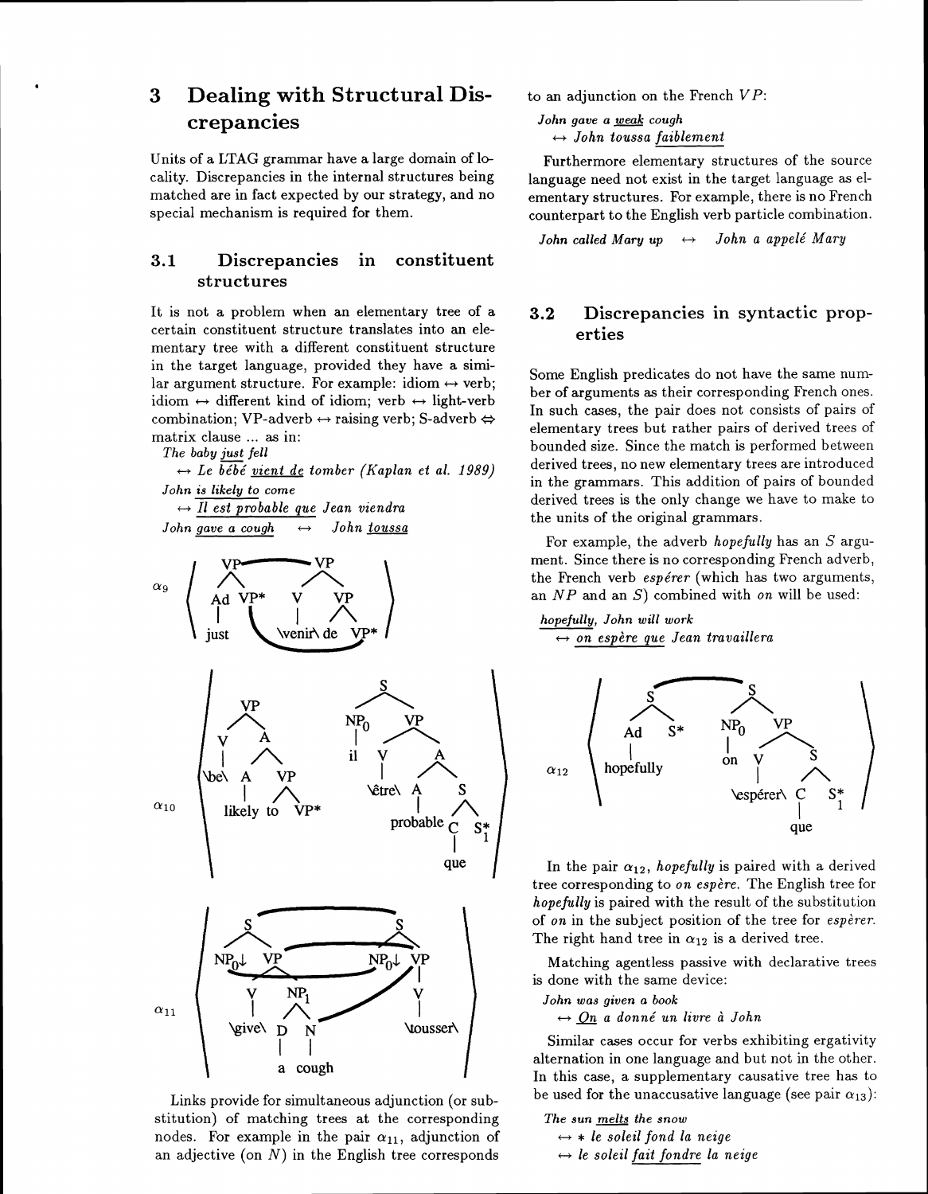## 3 Dealing with Structural Discrepancies

Units of a LTAG grammar have a large domain of locality. Discrepancies in the internal structures being matched are in fact expected by our strategy, and no special mechanism is required for them.

### 3.1 Discrepancies in constituent structures

It is not a problem when an elementary tree of a certain constituent structure translates into an elementary tree with a different constituent structure in the target language, provided they have a similar argument structure. For example: idiom ↔ verb; idiom ↔ different kind of idiom; verb ↔ light-verb combination; VP-adverb ↔ raising verb; S-adverb ⇔ matrix clause ... as in:

*The baby just fell*
↔ *Le bébé vient de tomber (Kaplan et al. 1989)*
*John is likely to come*
↔ *Il est probable que Jean viendra*
*John gave a cough* ↔ *John toussa*

Links provide for simultaneous adjunction (or substitution) of matching trees at the corresponding nodes. For example in the pair $\alpha_{11}$, adjunction of an adjective (on $N$) in the English tree corresponds to an adjunction on the French $VP$:

*John gave a weak cough*
↔ *John toussa faiblement*

Furthermore elementary structures of the source language need not exist in the target language as elementary structures. For example, there is no French counterpart to the English verb particle combination.

*John called Mary up* ↔ *John a appelé Mary*

### 3.2 Discrepancies in syntactic properties

Some English predicates do not have the same number of arguments as their corresponding French ones. In such cases, the pair does not consists of pairs of elementary trees but rather pairs of derived trees of bounded size. Since the match is performed between derived trees, no new elementary trees are introduced in the grammars. This addition of pairs of bounded derived trees is the only change we have to make to the units of the original grammars.

For example, the adverb *hopefully* has an $S$ argument. Since there is no corresponding French adverb, the French verb *espérer* (which has two arguments, an $NP$ and an $S$) combined with *on* will be used:

*hopefully, John will work*
↔ *on espère que Jean travaillera*

In the pair $\alpha_{12}$, *hopefully* is paired with a derived tree corresponding to *on espère*. The English tree for *hopefully* is paired with the result of the substitution of *on* in the subject position of the tree for *espérer*. The right hand tree in $\alpha_{12}$ is a derived tree.

Matching agentless passive with declarative trees is done with the same device:

*John was given a book*
↔ *On a donné un livre à John*

Similar cases occur for verbs exhibiting ergativity alternation in one language and but not in the other. In this case, a supplementary causative tree has to be used for the unaccusative language (see pair $\alpha_{13}$):

*The sun melts the snow*
↔ * *le soleil fond la neige*
↔ *le soleil fait fondre la neige*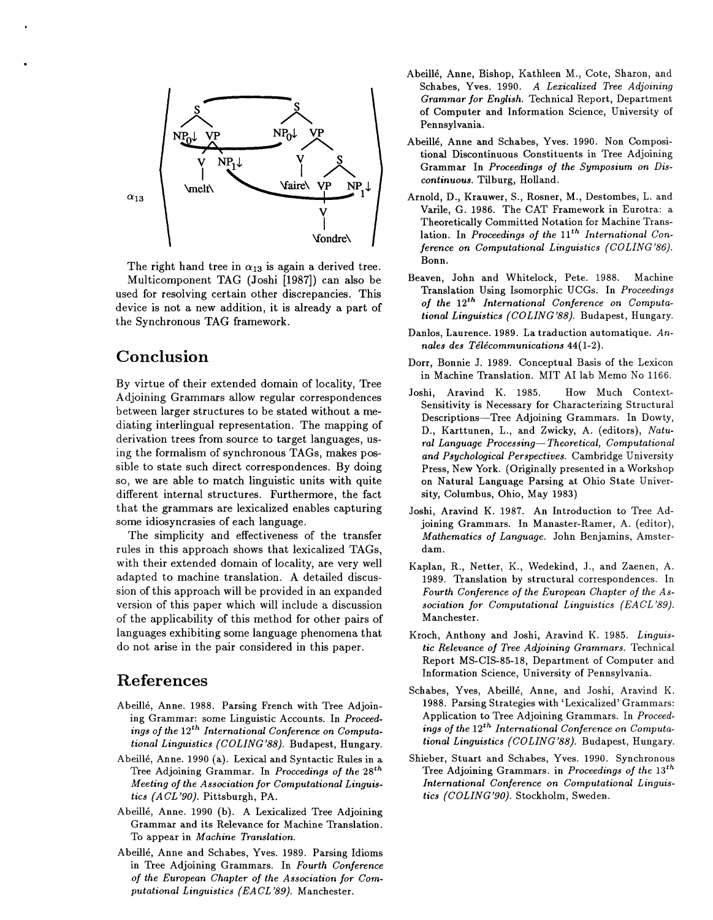$\alpha_{13}$

The right hand tree in $\alpha_{13}$ is again a derived tree.

Multicomponent TAG (Joshi [1987]) can also be used for resolving certain other discrepancies. This device is not a new addition, it is already a part of the Synchronous TAG framework.

## Conclusion

By virtue of their extended domain of locality, Tree Adjoining Grammars allow regular correspondences between larger structures to be stated without a mediating interlingual representation. The mapping of derivation trees from source to target languages, using the formalism of synchronous TAGs, makes possible to state such direct correspondences. By doing so, we are able to match linguistic units with quite different internal structures. Furthermore, the fact that the grammars are lexicalized enables capturing some idiosyncrasies of each language.

The simplicity and effectiveness of the transfer rules in this approach shows that lexicalized TAGs, with their extended domain of locality, are very well adapted to machine translation. A detailed discussion of this approach will be provided in an expanded version of this paper which will include a discussion of the applicability of this method for other pairs of languages exhibiting some language phenomena that do not arise in the pair considered in this paper.

## References

Abeillé, Anne. 1988. Parsing French with Tree Adjoining Grammar: some Linguistic Accounts. In *Proceedings of the 12th International Conference on Computational Linguistics (COLING'88)*. Budapest, Hungary.

Abeillé, Anne. 1990 (a). Lexical and Syntactic Rules in a Tree Adjoining Grammar. In *Proccedings of the 28th Meeting of the Association for Computational Linguistics (ACL'90)*. Pittsburgh, PA.

Abeillé, Anne. 1990 (b). A Lexicalized Tree Adjoining Grammar and its Relevance for Machine Translation. To appear in *Machine Translation*.

Abeillé, Anne and Schabes, Yves. 1989. Parsing Idioms in Tree Adjoining Grammars. In *Fourth Conference of the European Chapter of the Association for Computational Linguistics (EACL'89)*. Manchester.

Abeillé, Anne, Bishop, Kathleen M., Cote, Sharon, and Schabes, Yves. 1990. *A Lexicalized Tree Adjoining Grammar for English*. Technical Report, Department of Computer and Information Science, University of Pennsylvania.

Abeillé, Anne and Schabes, Yves. 1990. Non Compositional Discontinuous Constituents in Tree Adjoining Grammar In *Proceedings of the Symposium on Discontinuous*. Tilburg, Holland.

Arnold, D., Krauwer, S., Rosner, M., Destombes, L. and Varile, G. 1986. The CAT Framework in Eurotra: a Theoretically Committed Notation for Machine Translation. In *Proceedings of the 11th International Conference on Computational Linguistics (COLING'86)*. Bonn.

Beaven, John and Whitelock, Pete. 1988. Machine Translation Using Isomorphic UCGs. In *Proceedings of the 12th International Conference on Computational Linguistics (COLING'88)*. Budapest, Hungary.

Danlos, Laurence. 1989. La traduction automatique. *Annales des Télécommunications* 44(1-2).

Dorr, Bonnie J. 1989. Conceptual Basis of the Lexicon in Machine Translation. MIT AI lab Memo No 1166.

Joshi, Aravind K. 1985. How Much Context-Sensitivity is Necessary for Characterizing Structural Descriptions—Tree Adjoining Grammars. In Dowty, D., Karttunen, L., and Zwicky, A. (editors), *Natural Language Processing—Theoretical, Computational and Psychological Perspectives*. Cambridge University Press, New York. (Originally presented in a Workshop on Natural Language Parsing at Ohio State University, Columbus, Ohio, May 1983)

Joshi, Aravind K. 1987. An Introduction to Tree Adjoining Grammars. In Manaster-Ramer, A. (editor), *Mathematics of Language*. John Benjamins, Amsterdam.

Kaplan, R., Netter, K., Wedekind, J., and Zaenen, A. 1989. Translation by structural correspondences. In *Fourth Conference of the European Chapter of the Association for Computational Linguistics (EACL'89)*. Manchester.

Kroch, Anthony and Joshi, Aravind K. 1985. *Linguistic Relevance of Tree Adjoining Grammars*. Technical Report MS-CIS-85-18, Department of Computer and Information Science, University of Pennsylvania.

Schabes, Yves, Abeillé, Anne, and Joshi, Aravind K. 1988. Parsing Strategies with 'Lexicalized' Grammars: Application to Tree Adjoining Grammars. In *Proceedings of the 12th International Conference on Computational Linguistics (COLING'88)*. Budapest, Hungary.

Shieber, Stuart and Schabes, Yves. 1990. Synchronous Tree Adjoining Grammars. in *Proceedings of the 13th International Conference on Computational Linguistics (COLING'90)*. Stockholm, Sweden.